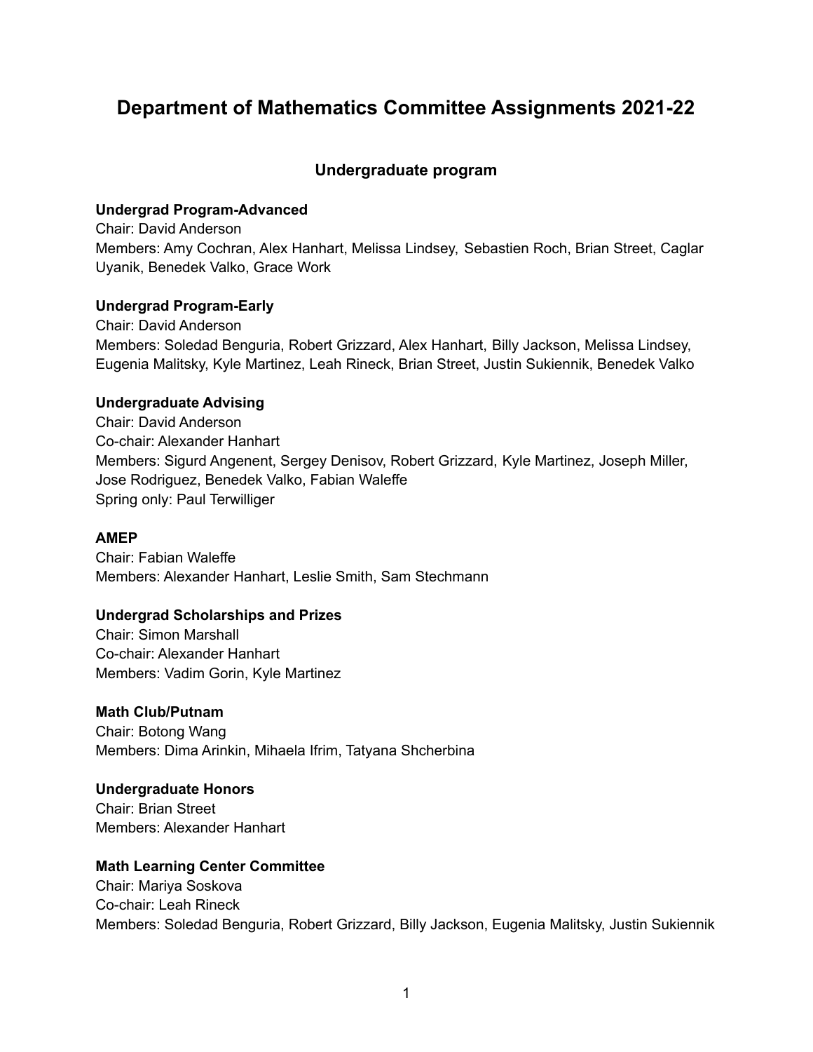# Department of Mathematics Committee Assignments 2021-22

## Undergraduate program

**Undergrad Program-Advanced**
Chair: David Anderson
Members: Amy Cochran, Alex Hanhart, Melissa Lindsey, Sebastien Roch, Brian Street, Caglar Uyanik, Benedek Valko, Grace Work

**Undergrad Program-Early**
Chair: David Anderson
Members: Soledad Benguria, Robert Grizzard, Alex Hanhart, Billy Jackson, Melissa Lindsey, Eugenia Malitsky, Kyle Martinez, Leah Rineck, Brian Street, Justin Sukiennik, Benedek Valko

**Undergraduate Advising**
Chair: David Anderson
Co-chair: Alexander Hanhart
Members: Sigurd Angenent, Sergey Denisov, Robert Grizzard, Kyle Martinez, Joseph Miller, Jose Rodriguez, Benedek Valko, Fabian Waleffe
Spring only: Paul Terwilliger

**AMEP**
Chair: Fabian Waleffe
Members: Alexander Hanhart, Leslie Smith, Sam Stechmann

**Undergrad Scholarships and Prizes**
Chair: Simon Marshall
Co-chair: Alexander Hanhart
Members: Vadim Gorin, Kyle Martinez

**Math Club/Putnam**
Chair: Botong Wang
Members: Dima Arinkin, Mihaela Ifrim, Tatyana Shcherbina

**Undergraduate Honors**
Chair: Brian Street
Members: Alexander Hanhart

**Math Learning Center Committee**
Chair: Mariya Soskova
Co-chair: Leah Rineck
Members: Soledad Benguria, Robert Grizzard, Billy Jackson, Eugenia Malitsky, Justin Sukiennik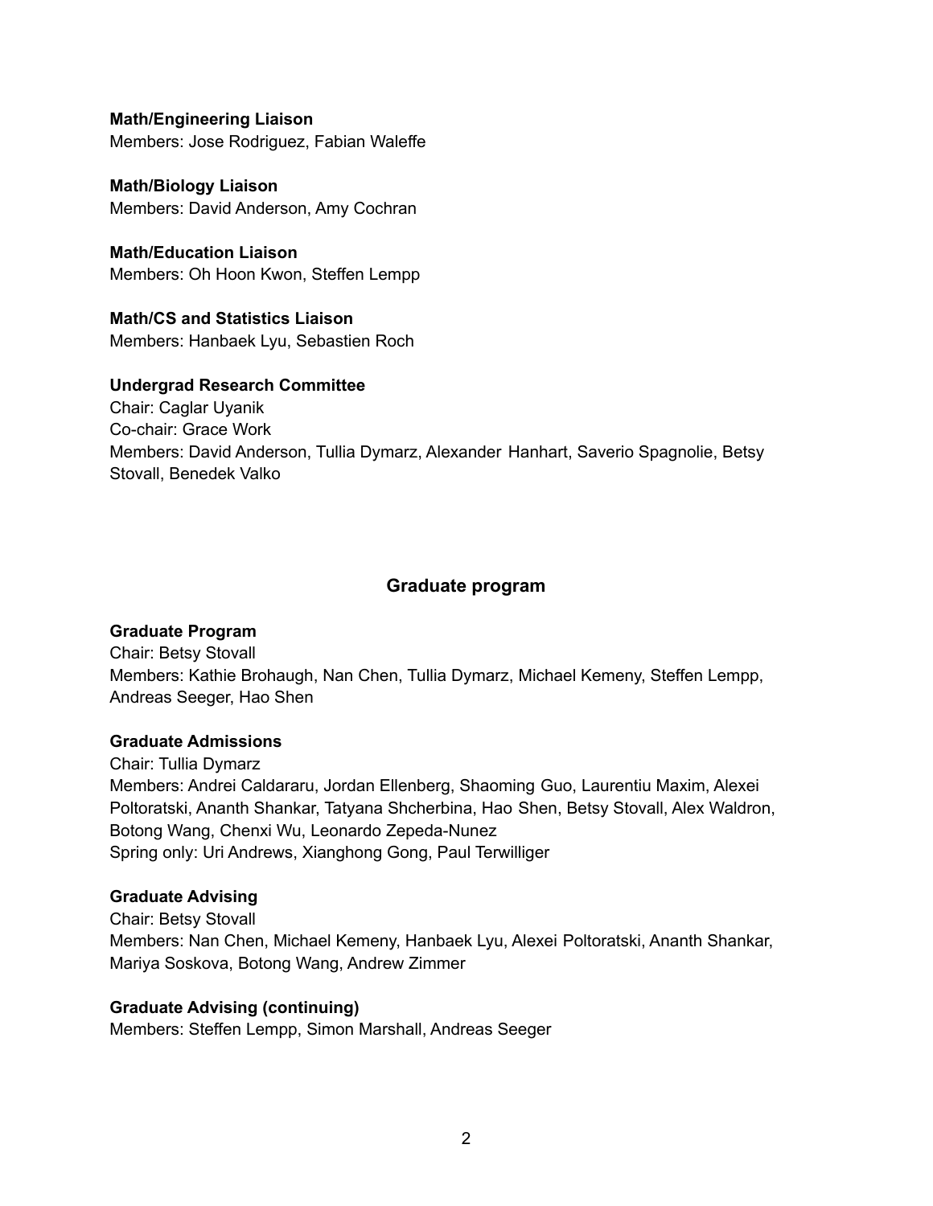**Math/Engineering Liaison**
Members: Jose Rodriguez, Fabian Waleffe

**Math/Biology Liaison**
Members: David Anderson, Amy Cochran

**Math/Education Liaison**
Members: Oh Hoon Kwon, Steffen Lempp

**Math/CS and Statistics Liaison**
Members: Hanbaek Lyu, Sebastien Roch

**Undergrad Research Committee**
Chair: Caglar Uyanik
Co-chair: Grace Work
Members: David Anderson, Tullia Dymarz, Alexander Hanhart, Saverio Spagnolie, Betsy Stovall, Benedek Valko

## Graduate program

**Graduate Program**
Chair: Betsy Stovall
Members: Kathie Brohaugh, Nan Chen, Tullia Dymarz, Michael Kemeny, Steffen Lempp, Andreas Seeger, Hao Shen

**Graduate Admissions**
Chair: Tullia Dymarz
Members: Andrei Caldararu, Jordan Ellenberg, Shaoming Guo, Laurentiu Maxim, Alexei Poltoratski, Ananth Shankar, Tatyana Shcherbina, Hao Shen, Betsy Stovall, Alex Waldron, Botong Wang, Chenxi Wu, Leonardo Zepeda-Nunez
Spring only: Uri Andrews, Xianghong Gong, Paul Terwilliger

**Graduate Advising**
Chair: Betsy Stovall
Members: Nan Chen, Michael Kemeny, Hanbaek Lyu, Alexei Poltoratski, Ananth Shankar, Mariya Soskova, Botong Wang, Andrew Zimmer

**Graduate Advising (continuing)**
Members: Steffen Lempp, Simon Marshall, Andreas Seeger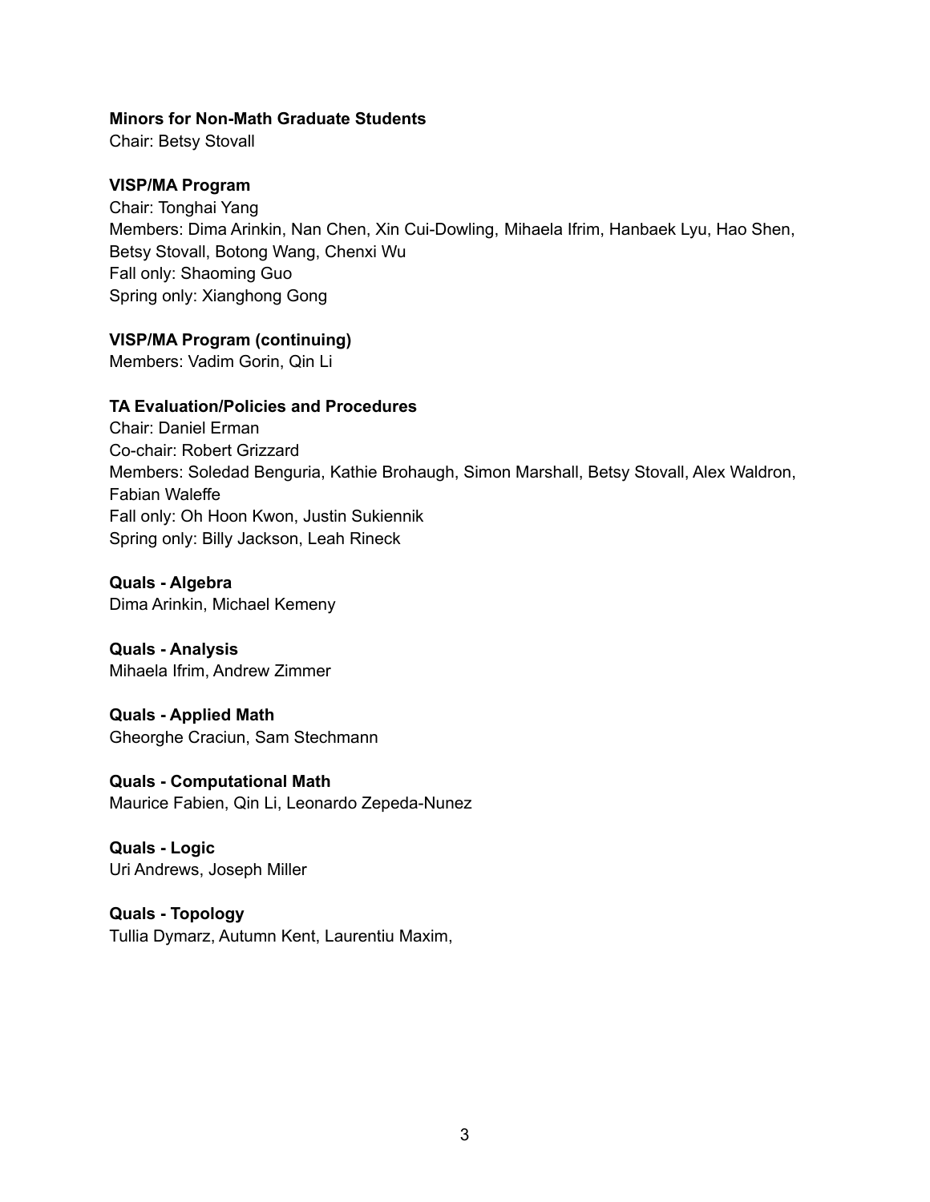**Minors for Non-Math Graduate Students**
Chair: Betsy Stovall

**VISP/MA Program**
Chair: Tonghai Yang
Members: Dima Arinkin, Nan Chen, Xin Cui-Dowling, Mihaela Ifrim, Hanbaek Lyu, Hao Shen, Betsy Stovall, Botong Wang, Chenxi Wu
Fall only: Shaoming Guo
Spring only: Xianghong Gong

**VISP/MA Program (continuing)**
Members: Vadim Gorin, Qin Li

**TA Evaluation/Policies and Procedures**
Chair: Daniel Erman
Co-chair: Robert Grizzard
Members: Soledad Benguria, Kathie Brohaugh, Simon Marshall, Betsy Stovall, Alex Waldron, Fabian Waleffe
Fall only: Oh Hoon Kwon, Justin Sukiennik
Spring only: Billy Jackson, Leah Rineck

**Quals - Algebra**
Dima Arinkin, Michael Kemeny

**Quals - Analysis**
Mihaela Ifrim, Andrew Zimmer

**Quals - Applied Math**
Gheorghe Craciun, Sam Stechmann

**Quals - Computational Math**
Maurice Fabien, Qin Li, Leonardo Zepeda-Nunez

**Quals - Logic**
Uri Andrews, Joseph Miller

**Quals - Topology**
Tullia Dymarz, Autumn Kent, Laurentiu Maxim,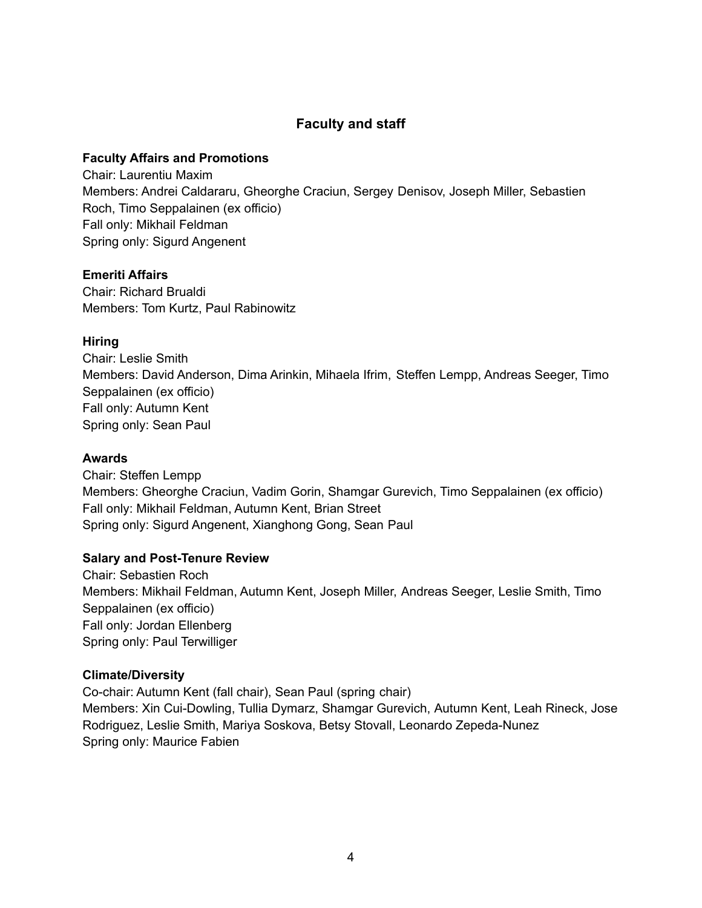## Faculty and staff

### Faculty Affairs and Promotions

Chair: Laurentiu Maxim
Members: Andrei Caldararu, Gheorghe Craciun, Sergey Denisov, Joseph Miller, Sebastien Roch, Timo Seppalainen (ex officio)
Fall only: Mikhail Feldman
Spring only: Sigurd Angenent

### Emeriti Affairs

Chair: Richard Brualdi
Members: Tom Kurtz, Paul Rabinowitz

### Hiring

Chair: Leslie Smith
Members: David Anderson, Dima Arinkin, Mihaela Ifrim, Steffen Lempp, Andreas Seeger, Timo Seppalainen (ex officio)
Fall only: Autumn Kent
Spring only: Sean Paul

### Awards

Chair: Steffen Lempp
Members: Gheorghe Craciun, Vadim Gorin, Shamgar Gurevich, Timo Seppalainen (ex officio)
Fall only: Mikhail Feldman, Autumn Kent, Brian Street
Spring only: Sigurd Angenent, Xianghong Gong, Sean Paul

### Salary and Post-Tenure Review

Chair: Sebastien Roch
Members: Mikhail Feldman, Autumn Kent, Joseph Miller, Andreas Seeger, Leslie Smith, Timo Seppalainen (ex officio)
Fall only: Jordan Ellenberg
Spring only: Paul Terwilliger

### Climate/Diversity

Co-chair: Autumn Kent (fall chair), Sean Paul (spring chair)
Members: Xin Cui-Dowling, Tullia Dymarz, Shamgar Gurevich, Autumn Kent, Leah Rineck, Jose Rodriguez, Leslie Smith, Mariya Soskova, Betsy Stovall, Leonardo Zepeda-Nunez
Spring only: Maurice Fabien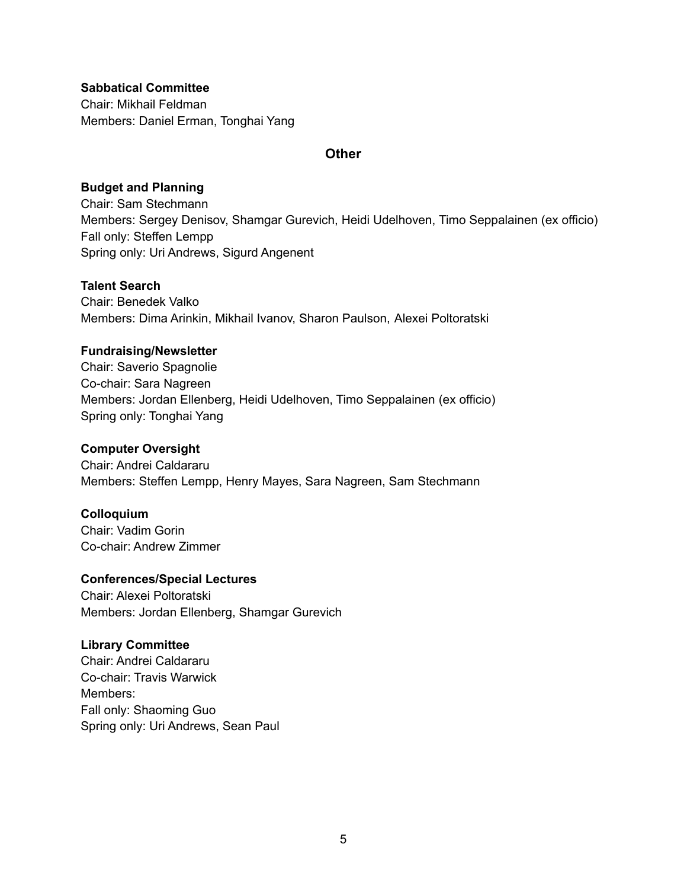**Sabbatical Committee**
Chair: Mikhail Feldman
Members: Daniel Erman, Tonghai Yang

## Other

**Budget and Planning**
Chair: Sam Stechmann
Members: Sergey Denisov, Shamgar Gurevich, Heidi Udelhoven, Timo Seppalainen (ex officio)
Fall only: Steffen Lempp
Spring only: Uri Andrews, Sigurd Angenent

**Talent Search**
Chair: Benedek Valko
Members: Dima Arinkin, Mikhail Ivanov, Sharon Paulson, Alexei Poltoratski

**Fundraising/Newsletter**
Chair: Saverio Spagnolie
Co-chair: Sara Nagreen
Members: Jordan Ellenberg, Heidi Udelhoven, Timo Seppalainen (ex officio)
Spring only: Tonghai Yang

**Computer Oversight**
Chair: Andrei Caldararu
Members: Steffen Lempp, Henry Mayes, Sara Nagreen, Sam Stechmann

**Colloquium**
Chair: Vadim Gorin
Co-chair: Andrew Zimmer

**Conferences/Special Lectures**
Chair: Alexei Poltoratski
Members: Jordan Ellenberg, Shamgar Gurevich

**Library Committee**
Chair: Andrei Caldararu
Co-chair: Travis Warwick
Members:
Fall only: Shaoming Guo
Spring only: Uri Andrews, Sean Paul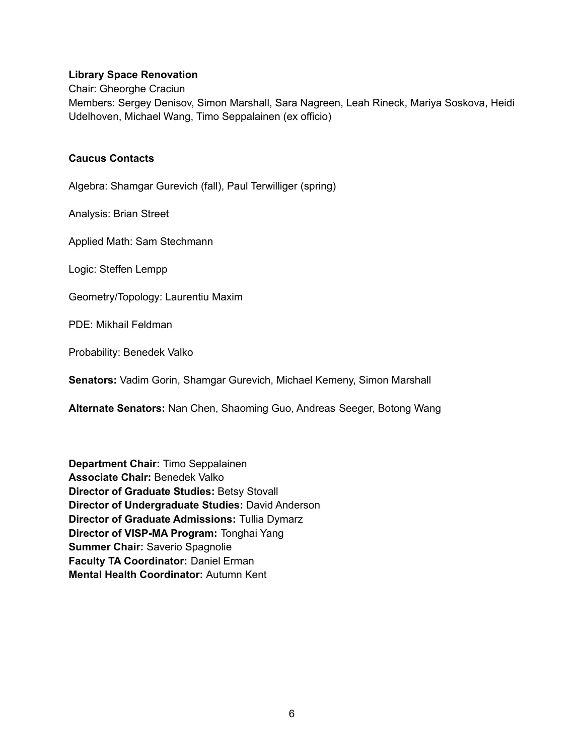**Library Space Renovation**
Chair: Gheorghe Craciun
Members: Sergey Denisov, Simon Marshall, Sara Nagreen, Leah Rineck, Mariya Soskova, Heidi Udelhoven, Michael Wang, Timo Seppalainen (ex officio)

**Caucus Contacts**

Algebra: Shamgar Gurevich (fall), Paul Terwilliger (spring)

Analysis: Brian Street

Applied Math: Sam Stechmann

Logic: Steffen Lempp

Geometry/Topology: Laurentiu Maxim

PDE: Mikhail Feldman

Probability: Benedek Valko

**Senators:** Vadim Gorin, Shamgar Gurevich, Michael Kemeny, Simon Marshall

**Alternate Senators:** Nan Chen, Shaoming Guo, Andreas Seeger, Botong Wang

**Department Chair:** Timo Seppalainen
**Associate Chair:** Benedek Valko
**Director of Graduate Studies:** Betsy Stovall
**Director of Undergraduate Studies:** David Anderson
**Director of Graduate Admissions:** Tullia Dymarz
**Director of VISP-MA Program:** Tonghai Yang
**Summer Chair:** Saverio Spagnolie
**Faculty TA Coordinator:** Daniel Erman
**Mental Health Coordinator:** Autumn Kent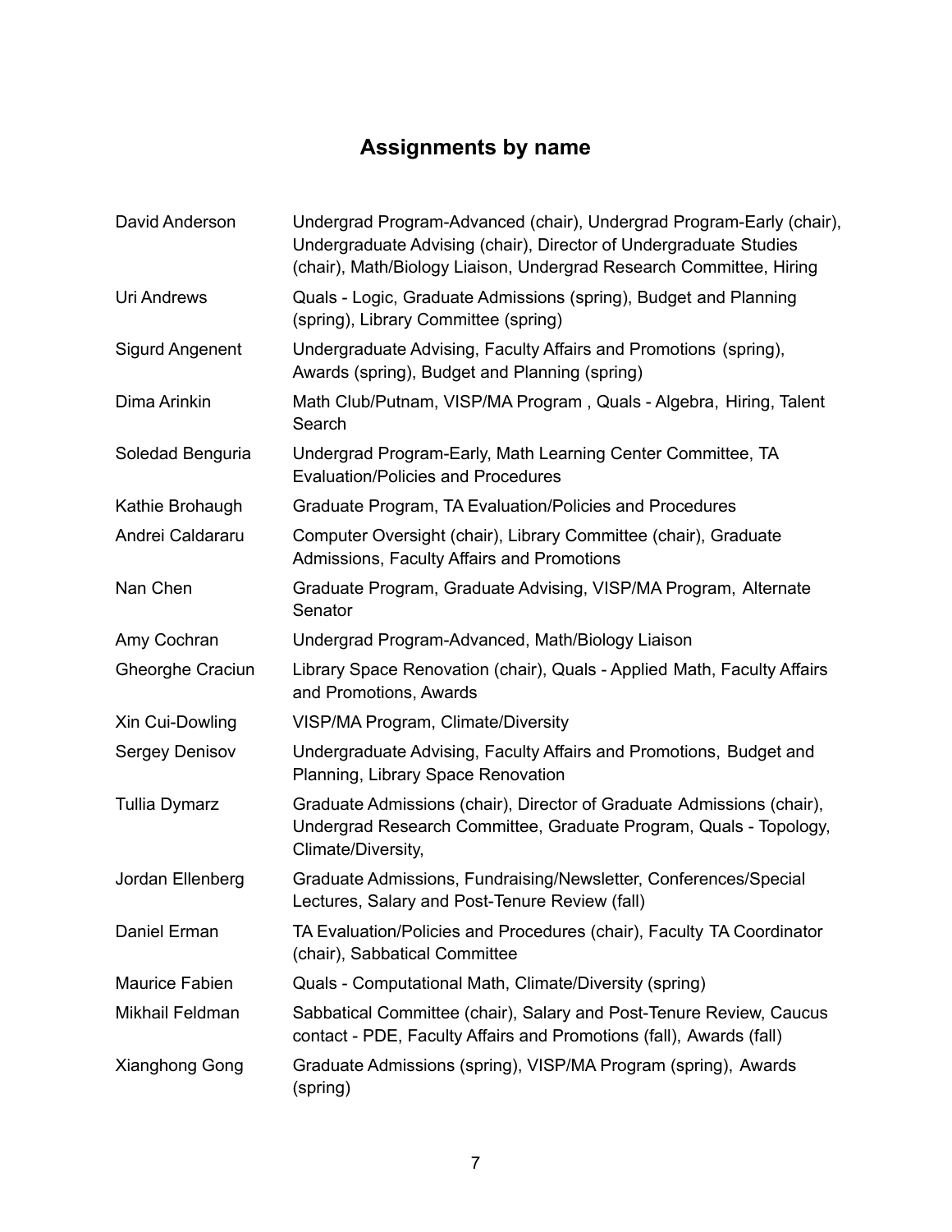# Assignments by name

| | |
|---|---|
| David Anderson | Undergrad Program-Advanced (chair), Undergrad Program-Early (chair), Undergraduate Advising (chair), Director of Undergraduate Studies (chair), Math/Biology Liaison, Undergrad Research Committee, Hiring |
| Uri Andrews | Quals - Logic, Graduate Admissions (spring), Budget and Planning (spring), Library Committee (spring) |
| Sigurd Angenent | Undergraduate Advising, Faculty Affairs and Promotions (spring), Awards (spring), Budget and Planning (spring) |
| Dima Arinkin | Math Club/Putnam, VISP/MA Program , Quals - Algebra, Hiring, Talent Search |
| Soledad Benguria | Undergrad Program-Early, Math Learning Center Committee, TA Evaluation/Policies and Procedures |
| Kathie Brohaugh | Graduate Program, TA Evaluation/Policies and Procedures |
| Andrei Caldararu | Computer Oversight (chair), Library Committee (chair), Graduate Admissions, Faculty Affairs and Promotions |
| Nan Chen | Graduate Program, Graduate Advising, VISP/MA Program, Alternate Senator |
| Amy Cochran | Undergrad Program-Advanced, Math/Biology Liaison |
| Gheorghe Craciun | Library Space Renovation (chair), Quals - Applied Math, Faculty Affairs and Promotions, Awards |
| Xin Cui-Dowling | VISP/MA Program, Climate/Diversity |
| Sergey Denisov | Undergraduate Advising, Faculty Affairs and Promotions, Budget and Planning, Library Space Renovation |
| Tullia Dymarz | Graduate Admissions (chair), Director of Graduate Admissions (chair), Undergrad Research Committee, Graduate Program, Quals - Topology, Climate/Diversity, |
| Jordan Ellenberg | Graduate Admissions, Fundraising/Newsletter, Conferences/Special Lectures, Salary and Post-Tenure Review (fall) |
| Daniel Erman | TA Evaluation/Policies and Procedures (chair), Faculty TA Coordinator (chair), Sabbatical Committee |
| Maurice Fabien | Quals - Computational Math, Climate/Diversity (spring) |
| Mikhail Feldman | Sabbatical Committee (chair), Salary and Post-Tenure Review, Caucus contact - PDE, Faculty Affairs and Promotions (fall), Awards (fall) |
| Xianghong Gong | Graduate Admissions (spring), VISP/MA Program (spring), Awards (spring) |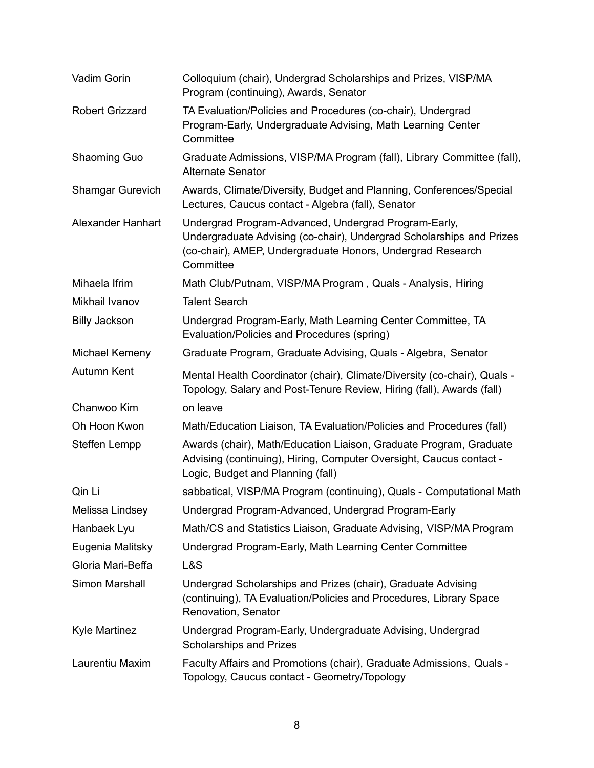| | |
|---|---|
| Vadim Gorin | Colloquium (chair), Undergrad Scholarships and Prizes, VISP/MA Program (continuing), Awards, Senator |
| Robert Grizzard | TA Evaluation/Policies and Procedures (co-chair), Undergrad Program-Early, Undergraduate Advising, Math Learning Center Committee |
| Shaoming Guo | Graduate Admissions, VISP/MA Program (fall), Library Committee (fall), Alternate Senator |
| Shamgar Gurevich | Awards, Climate/Diversity, Budget and Planning, Conferences/Special Lectures, Caucus contact - Algebra (fall), Senator |
| Alexander Hanhart | Undergrad Program-Advanced, Undergrad Program-Early, Undergraduate Advising (co-chair), Undergrad Scholarships and Prizes (co-chair), AMEP, Undergraduate Honors, Undergrad Research Committee |
| Mihaela Ifrim | Math Club/Putnam, VISP/MA Program , Quals - Analysis, Hiring |
| Mikhail Ivanov | Talent Search |
| Billy Jackson | Undergrad Program-Early, Math Learning Center Committee, TA Evaluation/Policies and Procedures (spring) |
| Michael Kemeny | Graduate Program, Graduate Advising, Quals - Algebra, Senator |
| Autumn Kent | Mental Health Coordinator (chair), Climate/Diversity (co-chair), Quals - Topology, Salary and Post-Tenure Review, Hiring (fall), Awards (fall) |
| Chanwoo Kim | on leave |
| Oh Hoon Kwon | Math/Education Liaison, TA Evaluation/Policies and Procedures (fall) |
| Steffen Lempp | Awards (chair), Math/Education Liaison, Graduate Program, Graduate Advising (continuing), Hiring, Computer Oversight, Caucus contact - Logic, Budget and Planning (fall) |
| Qin Li | sabbatical, VISP/MA Program (continuing), Quals - Computational Math |
| Melissa Lindsey | Undergrad Program-Advanced, Undergrad Program-Early |
| Hanbaek Lyu | Math/CS and Statistics Liaison, Graduate Advising, VISP/MA Program |
| Eugenia Malitsky | Undergrad Program-Early, Math Learning Center Committee |
| Gloria Mari-Beffa | L&S |
| Simon Marshall | Undergrad Scholarships and Prizes (chair), Graduate Advising (continuing), TA Evaluation/Policies and Procedures, Library Space Renovation, Senator |
| Kyle Martinez | Undergrad Program-Early, Undergraduate Advising, Undergrad Scholarships and Prizes |
| Laurentiu Maxim | Faculty Affairs and Promotions (chair), Graduate Admissions, Quals - Topology, Caucus contact - Geometry/Topology |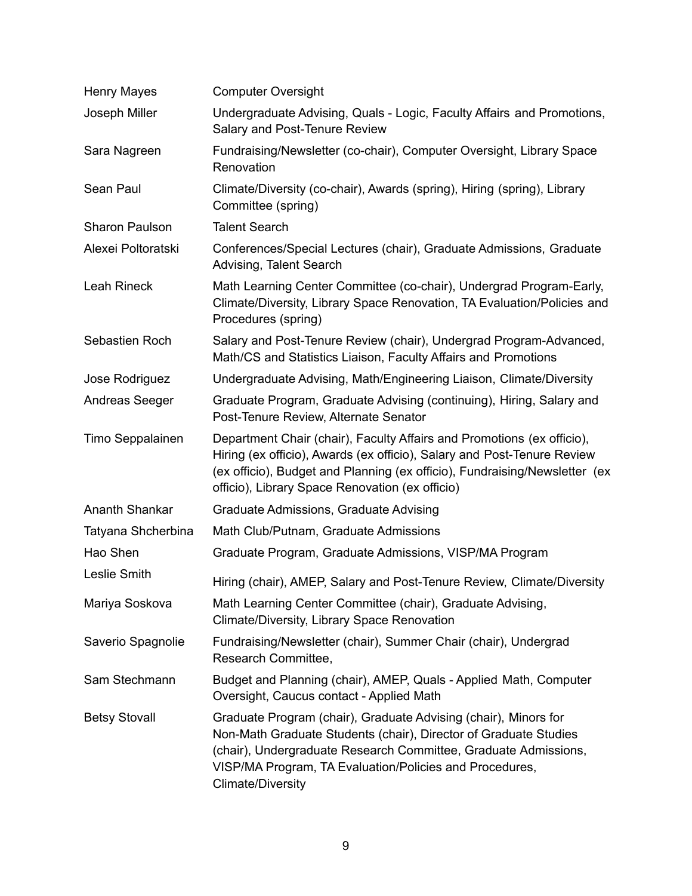| | |
|---|---|
| Henry Mayes | Computer Oversight |
| Joseph Miller | Undergraduate Advising, Quals - Logic, Faculty Affairs and Promotions, Salary and Post-Tenure Review |
| Sara Nagreen | Fundraising/Newsletter (co-chair), Computer Oversight, Library Space Renovation |
| Sean Paul | Climate/Diversity (co-chair), Awards (spring), Hiring (spring), Library Committee (spring) |
| Sharon Paulson | Talent Search |
| Alexei Poltoratski | Conferences/Special Lectures (chair), Graduate Admissions, Graduate Advising, Talent Search |
| Leah Rineck | Math Learning Center Committee (co-chair), Undergrad Program-Early, Climate/Diversity, Library Space Renovation, TA Evaluation/Policies and Procedures (spring) |
| Sebastien Roch | Salary and Post-Tenure Review (chair), Undergrad Program-Advanced, Math/CS and Statistics Liaison, Faculty Affairs and Promotions |
| Jose Rodriguez | Undergraduate Advising, Math/Engineering Liaison, Climate/Diversity |
| Andreas Seeger | Graduate Program, Graduate Advising (continuing), Hiring, Salary and Post-Tenure Review, Alternate Senator |
| Timo Seppalainen | Department Chair (chair), Faculty Affairs and Promotions (ex officio), Hiring (ex officio), Awards (ex officio), Salary and Post-Tenure Review (ex officio), Budget and Planning (ex officio), Fundraising/Newsletter (ex officio), Library Space Renovation (ex officio) |
| Ananth Shankar | Graduate Admissions, Graduate Advising |
| Tatyana Shcherbina | Math Club/Putnam, Graduate Admissions |
| Hao Shen | Graduate Program, Graduate Admissions, VISP/MA Program |
| Leslie Smith | Hiring (chair), AMEP, Salary and Post-Tenure Review, Climate/Diversity |
| Mariya Soskova | Math Learning Center Committee (chair), Graduate Advising, Climate/Diversity, Library Space Renovation |
| Saverio Spagnolie | Fundraising/Newsletter (chair), Summer Chair (chair), Undergrad Research Committee, |
| Sam Stechmann | Budget and Planning (chair), AMEP, Quals - Applied Math, Computer Oversight, Caucus contact - Applied Math |
| Betsy Stovall | Graduate Program (chair), Graduate Advising (chair), Minors for Non-Math Graduate Students (chair), Director of Graduate Studies (chair), Undergraduate Research Committee, Graduate Admissions, VISP/MA Program, TA Evaluation/Policies and Procedures, Climate/Diversity |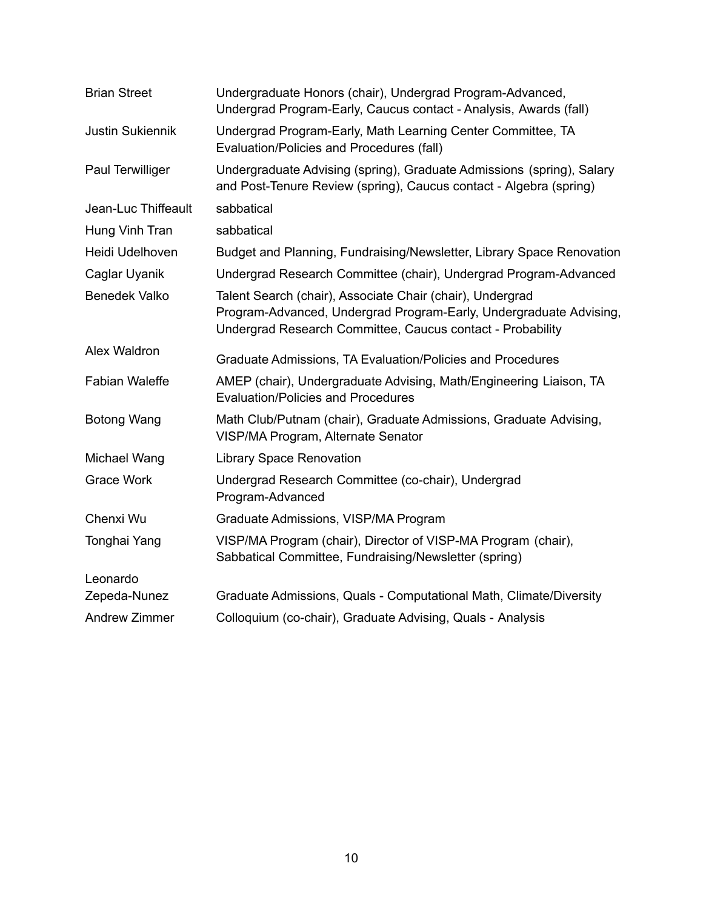| | |
|---|---|
| Brian Street | Undergraduate Honors (chair), Undergrad Program-Advanced, Undergrad Program-Early, Caucus contact - Analysis, Awards (fall) |
| Justin Sukiennik | Undergrad Program-Early, Math Learning Center Committee, TA Evaluation/Policies and Procedures (fall) |
| Paul Terwilliger | Undergraduate Advising (spring), Graduate Admissions (spring), Salary and Post-Tenure Review (spring), Caucus contact - Algebra (spring) |
| Jean-Luc Thiffeault | sabbatical |
| Hung Vinh Tran | sabbatical |
| Heidi Udelhoven | Budget and Planning, Fundraising/Newsletter, Library Space Renovation |
| Caglar Uyanik | Undergrad Research Committee (chair), Undergrad Program-Advanced |
| Benedek Valko | Talent Search (chair), Associate Chair (chair), Undergrad Program-Advanced, Undergrad Program-Early, Undergraduate Advising, Undergrad Research Committee, Caucus contact - Probability |
| Alex Waldron | Graduate Admissions, TA Evaluation/Policies and Procedures |
| Fabian Waleffe | AMEP (chair), Undergraduate Advising, Math/Engineering Liaison, TA Evaluation/Policies and Procedures |
| Botong Wang | Math Club/Putnam (chair), Graduate Admissions, Graduate Advising, VISP/MA Program, Alternate Senator |
| Michael Wang | Library Space Renovation |
| Grace Work | Undergrad Research Committee (co-chair), Undergrad Program-Advanced |
| Chenxi Wu | Graduate Admissions, VISP/MA Program |
| Tonghai Yang | VISP/MA Program (chair), Director of VISP-MA Program (chair), Sabbatical Committee, Fundraising/Newsletter (spring) |
| Leonardo Zepeda-Nunez | Graduate Admissions, Quals - Computational Math, Climate/Diversity |
| Andrew Zimmer | Colloquium (co-chair), Graduate Advising, Quals - Analysis |